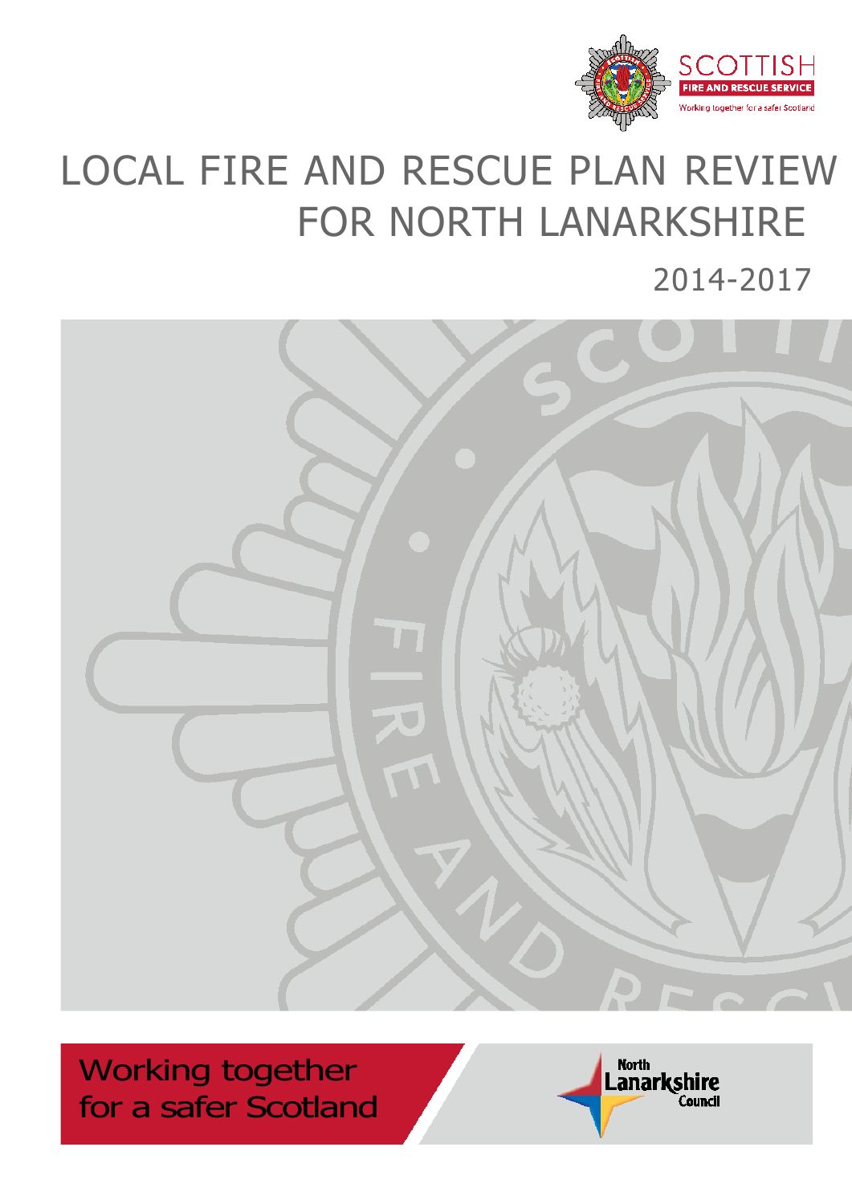SCOTTISH FIRE AND RESCUE SERVICE

Working together for a safer Scotland

# LOCAL FIRE AND RESCUE PLAN REVIEW FOR NORTH LANARKSHIRE

2014-2017

Working together for a safer Scotland

North Lanarkshire Council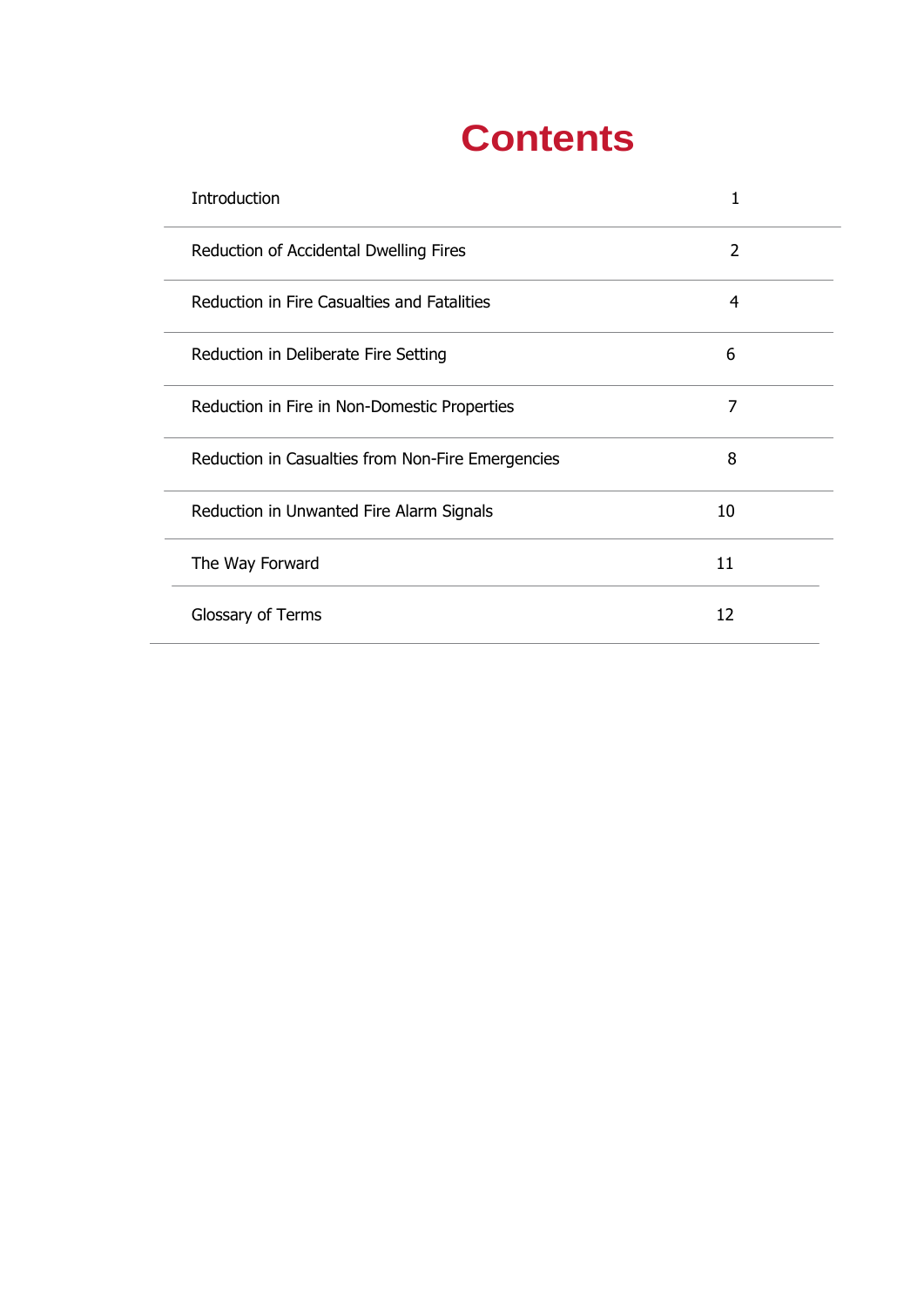# Contents

| | |
|---|---|
| Introduction | 1 |
| Reduction of Accidental Dwelling Fires | 2 |
| Reduction in Fire Casualties and Fatalities | 4 |
| Reduction in Deliberate Fire Setting | 6 |
| Reduction in Fire in Non-Domestic Properties | 7 |
| Reduction in Casualties from Non-Fire Emergencies | 8 |
| Reduction in Unwanted Fire Alarm Signals | 10 |
| The Way Forward | 11 |
| Glossary of Terms | 12 |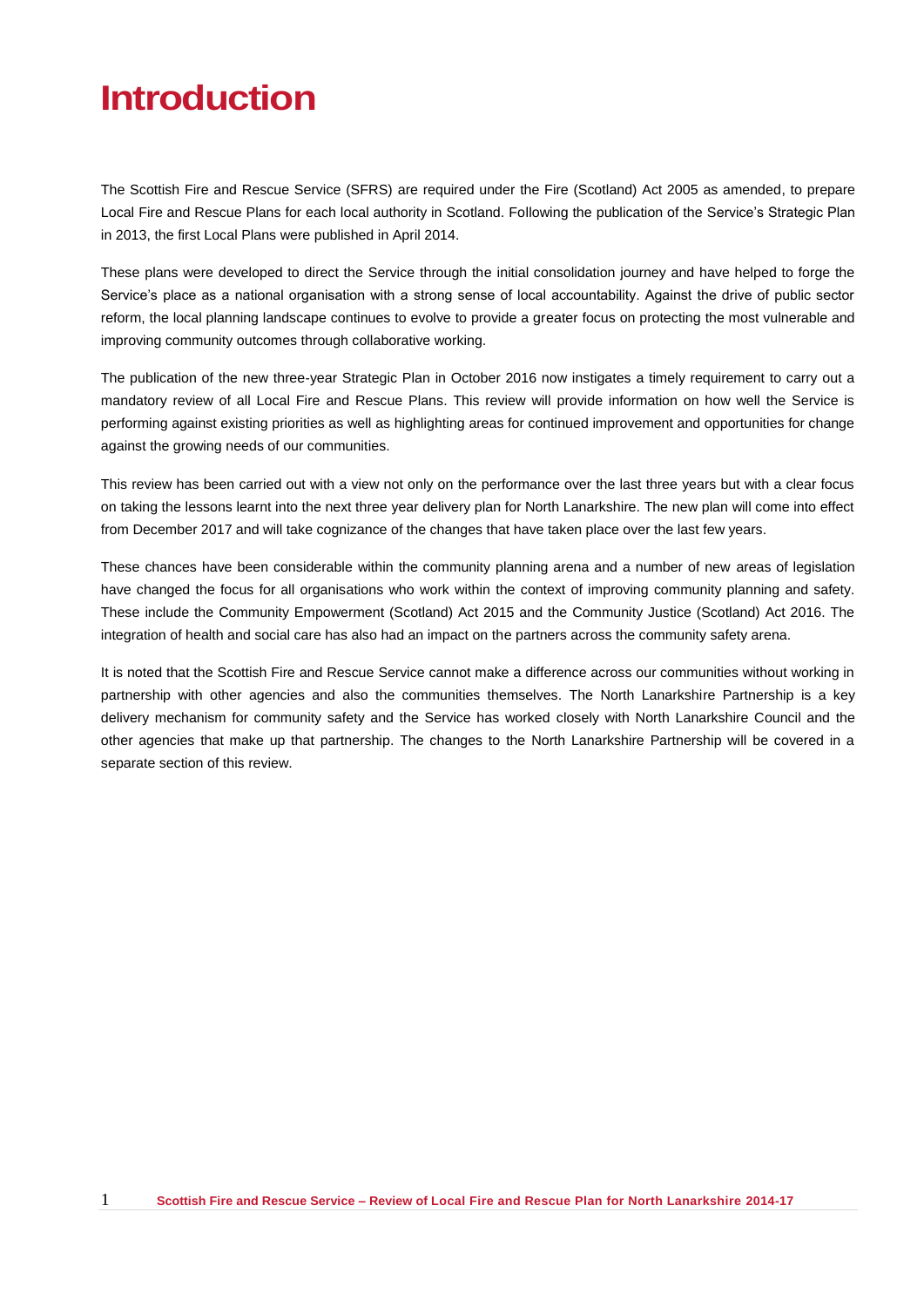# Introduction

The Scottish Fire and Rescue Service (SFRS) are required under the Fire (Scotland) Act 2005 as amended, to prepare Local Fire and Rescue Plans for each local authority in Scotland. Following the publication of the Service's Strategic Plan in 2013, the first Local Plans were published in April 2014.

These plans were developed to direct the Service through the initial consolidation journey and have helped to forge the Service's place as a national organisation with a strong sense of local accountability. Against the drive of public sector reform, the local planning landscape continues to evolve to provide a greater focus on protecting the most vulnerable and improving community outcomes through collaborative working.

The publication of the new three-year Strategic Plan in October 2016 now instigates a timely requirement to carry out a mandatory review of all Local Fire and Rescue Plans. This review will provide information on how well the Service is performing against existing priorities as well as highlighting areas for continued improvement and opportunities for change against the growing needs of our communities.

This review has been carried out with a view not only on the performance over the last three years but with a clear focus on taking the lessons learnt into the next three year delivery plan for North Lanarkshire. The new plan will come into effect from December 2017 and will take cognizance of the changes that have taken place over the last few years.

These chances have been considerable within the community planning arena and a number of new areas of legislation have changed the focus for all organisations who work within the context of improving community planning and safety. These include the Community Empowerment (Scotland) Act 2015 and the Community Justice (Scotland) Act 2016. The integration of health and social care has also had an impact on the partners across the community safety arena.

It is noted that the Scottish Fire and Rescue Service cannot make a difference across our communities without working in partnership with other agencies and also the communities themselves. The North Lanarkshire Partnership is a key delivery mechanism for community safety and the Service has worked closely with North Lanarkshire Council and the other agencies that make up that partnership. The changes to the North Lanarkshire Partnership will be covered in a separate section of this review.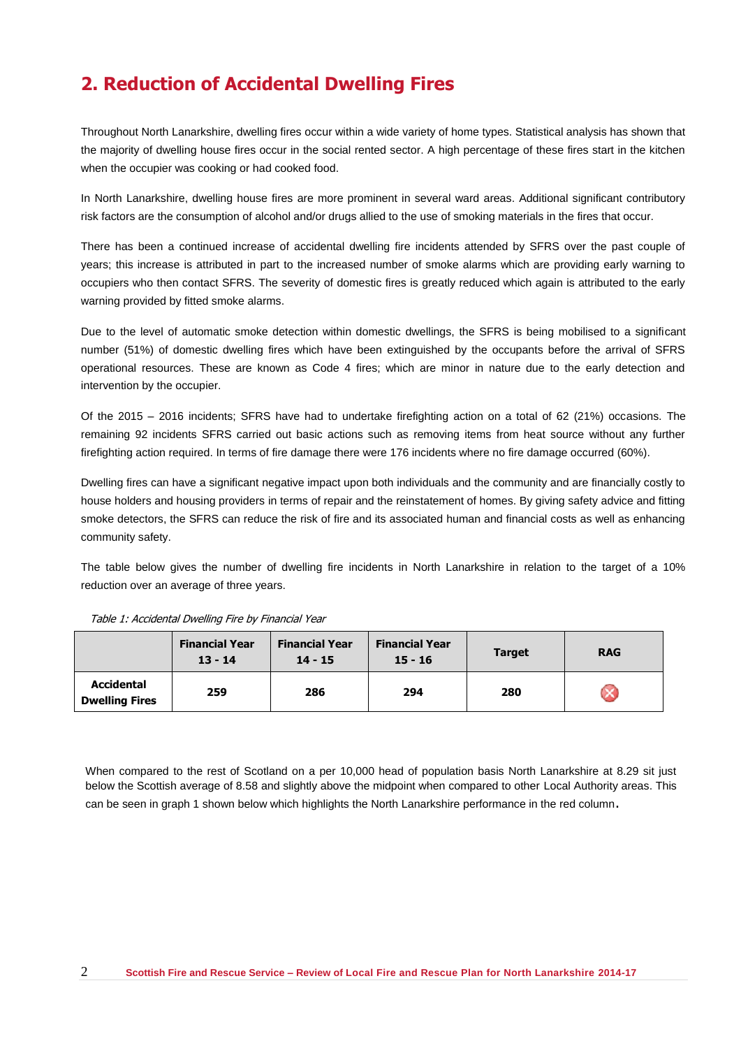## 2. Reduction of Accidental Dwelling Fires

Throughout North Lanarkshire, dwelling fires occur within a wide variety of home types. Statistical analysis has shown that the majority of dwelling house fires occur in the social rented sector. A high percentage of these fires start in the kitchen when the occupier was cooking or had cooked food.

In North Lanarkshire, dwelling house fires are more prominent in several ward areas. Additional significant contributory risk factors are the consumption of alcohol and/or drugs allied to the use of smoking materials in the fires that occur.

There has been a continued increase of accidental dwelling fire incidents attended by SFRS over the past couple of years; this increase is attributed in part to the increased number of smoke alarms which are providing early warning to occupiers who then contact SFRS. The severity of domestic fires is greatly reduced which again is attributed to the early warning provided by fitted smoke alarms.

Due to the level of automatic smoke detection within domestic dwellings, the SFRS is being mobilised to a significant number (51%) of domestic dwelling fires which have been extinguished by the occupants before the arrival of SFRS operational resources. These are known as Code 4 fires; which are minor in nature due to the early detection and intervention by the occupier.

Of the 2015 – 2016 incidents; SFRS have had to undertake firefighting action on a total of 62 (21%) occasions. The remaining 92 incidents SFRS carried out basic actions such as removing items from heat source without any further firefighting action required. In terms of fire damage there were 176 incidents where no fire damage occurred (60%).

Dwelling fires can have a significant negative impact upon both individuals and the community and are financially costly to house holders and housing providers in terms of repair and the reinstatement of homes. By giving safety advice and fitting smoke detectors, the SFRS can reduce the risk of fire and its associated human and financial costs as well as enhancing community safety.

The table below gives the number of dwelling fire incidents in North Lanarkshire in relation to the target of a 10% reduction over an average of three years.

*Table 1: Accidental Dwelling Fire by Financial Year*

| | Financial Year 13 - 14 | Financial Year 14 - 15 | Financial Year 15 - 16 | Target | RAG |
|---|---|---|---|---|---|
| **Accidental Dwelling Fires** | **259** | **286** | **294** | **280** | ⊗ |

When compared to the rest of Scotland on a per 10,000 head of population basis North Lanarkshire at 8.29 sit just below the Scottish average of 8.58 and slightly above the midpoint when compared to other Local Authority areas. This can be seen in graph 1 shown below which highlights the North Lanarkshire performance in the red column.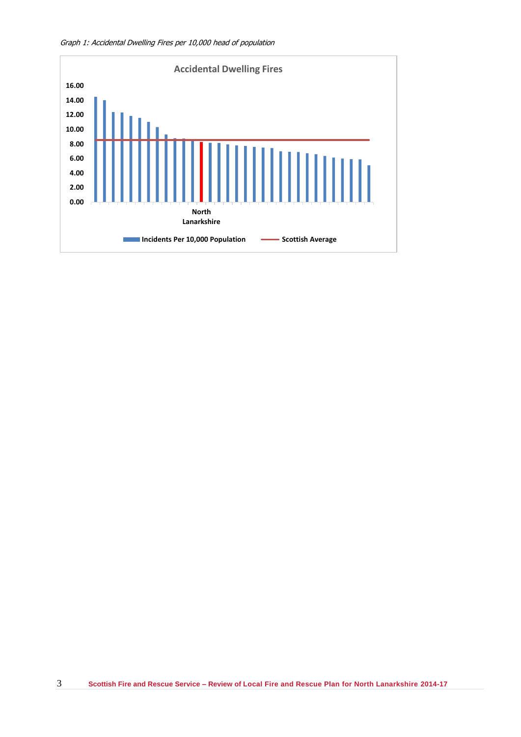*Graph 1: Accidental Dwelling Fires per 10,000 head of population*

**Accidental Dwelling Fires**

16.00
14.00
12.00
10.00
8.00
6.00
4.00
2.00
0.00

North Lanarkshire

Incidents Per 10,000 Population — Scottish Average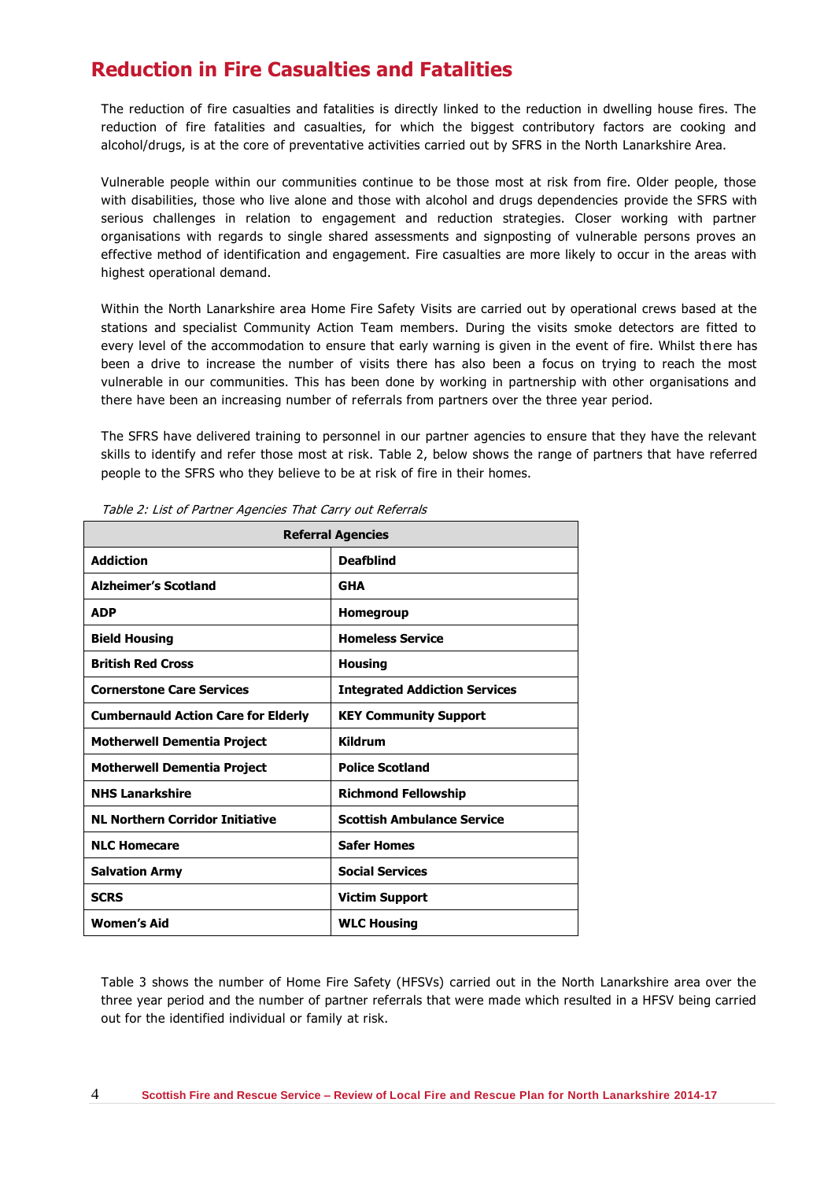## Reduction in Fire Casualties and Fatalities

The reduction of fire casualties and fatalities is directly linked to the reduction in dwelling house fires. The reduction of fire fatalities and casualties, for which the biggest contributory factors are cooking and alcohol/drugs, is at the core of preventative activities carried out by SFRS in the North Lanarkshire Area.

Vulnerable people within our communities continue to be those most at risk from fire. Older people, those with disabilities, those who live alone and those with alcohol and drugs dependencies provide the SFRS with serious challenges in relation to engagement and reduction strategies. Closer working with partner organisations with regards to single shared assessments and signposting of vulnerable persons proves an effective method of identification and engagement. Fire casualties are more likely to occur in the areas with highest operational demand.

Within the North Lanarkshire area Home Fire Safety Visits are carried out by operational crews based at the stations and specialist Community Action Team members. During the visits smoke detectors are fitted to every level of the accommodation to ensure that early warning is given in the event of fire. Whilst there has been a drive to increase the number of visits there has also been a focus on trying to reach the most vulnerable in our communities. This has been done by working in partnership with other organisations and there have been an increasing number of referrals from partners over the three year period.

The SFRS have delivered training to personnel in our partner agencies to ensure that they have the relevant skills to identify and refer those most at risk. Table 2, below shows the range of partners that have referred people to the SFRS who they believe to be at risk of fire in their homes.

*Table 2: List of Partner Agencies That Carry out Referrals*

| **Referral Agencies** | |
|---|---|
| **Addiction** | **Deafblind** |
| **Alzheimer's Scotland** | **GHA** |
| **ADP** | **Homegroup** |
| **Bield Housing** | **Homeless Service** |
| **British Red Cross** | **Housing** |
| **Cornerstone Care Services** | **Integrated Addiction Services** |
| **Cumbernauld Action Care for Elderly** | **KEY Community Support** |
| **Motherwell Dementia Project** | **Kildrum** |
| **Motherwell Dementia Project** | **Police Scotland** |
| **NHS Lanarkshire** | **Richmond Fellowship** |
| **NL Northern Corridor Initiative** | **Scottish Ambulance Service** |
| **NLC Homecare** | **Safer Homes** |
| **Salvation Army** | **Social Services** |
| **SCRS** | **Victim Support** |
| **Women's Aid** | **WLC Housing** |

Table 3 shows the number of Home Fire Safety (HFSVs) carried out in the North Lanarkshire area over the three year period and the number of partner referrals that were made which resulted in a HFSV being carried out for the identified individual or family at risk.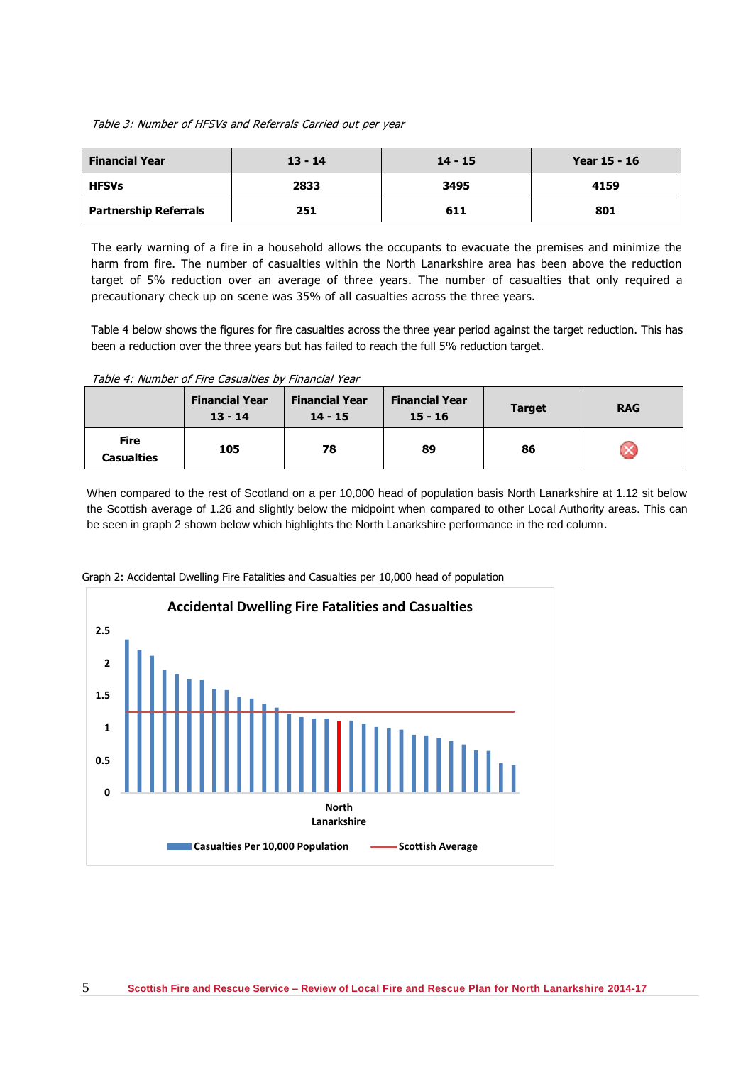*Table 3: Number of HFSVs and Referrals Carried out per year*

| Financial Year | 13 - 14 | 14 - 15 | Year 15 - 16 |
|---|---|---|---|
| **HFSVs** | **2833** | **3495** | **4159** |
| **Partnership Referrals** | **251** | **611** | **801** |

The early warning of a fire in a household allows the occupants to evacuate the premises and minimize the harm from fire. The number of casualties within the North Lanarkshire area has been above the reduction target of 5% reduction over an average of three years. The number of casualties that only required a precautionary check up on scene was 35% of all casualties across the three years.

Table 4 below shows the figures for fire casualties across the three year period against the target reduction. This has been a reduction over the three years but has failed to reach the full 5% reduction target.

*Table 4: Number of Fire Casualties by Financial Year*

| | Financial Year 13 - 14 | Financial Year 14 - 15 | Financial Year 15 - 16 | Target | RAG |
|---|---|---|---|---|---|
| **Fire Casualties** | **105** | **78** | **89** | **86** | ✖ |

When compared to the rest of Scotland on a per 10,000 head of population basis North Lanarkshire at 1.12 sit below the Scottish average of 1.26 and slightly below the midpoint when compared to other Local Authority areas. This can be seen in graph 2 shown below which highlights the North Lanarkshire performance in the red column.

Graph 2: Accidental Dwelling Fire Fatalities and Casualties per 10,000 head of population

**Accidental Dwelling Fire Fatalities and Casualties**

(Bar chart: Casualties Per 10,000 Population by Local Authority, with Scottish Average line; North Lanarkshire highlighted in red.)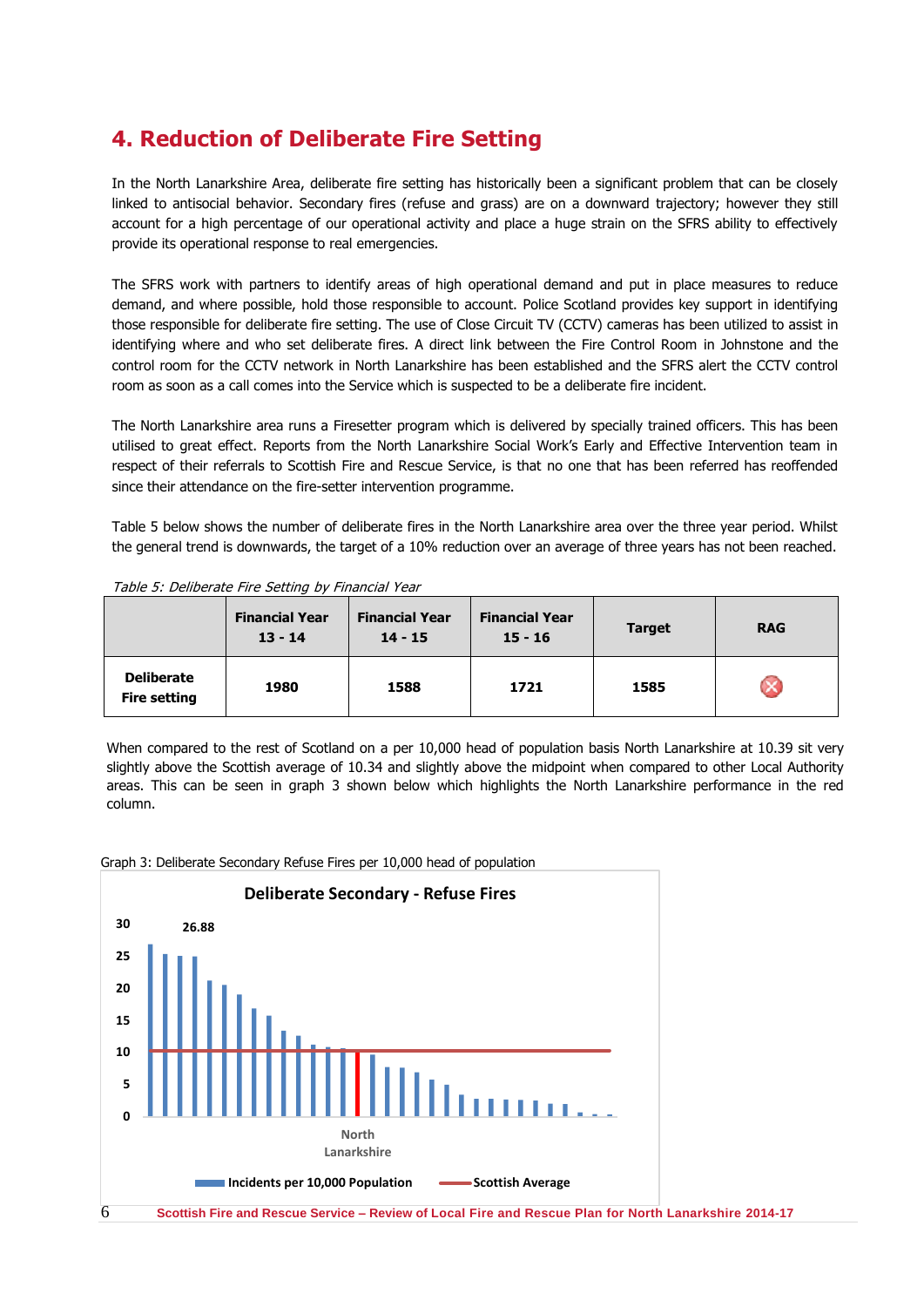# 4. Reduction of Deliberate Fire Setting

In the North Lanarkshire Area, deliberate fire setting has historically been a significant problem that can be closely linked to antisocial behavior. Secondary fires (refuse and grass) are on a downward trajectory; however they still account for a high percentage of our operational activity and place a huge strain on the SFRS ability to effectively provide its operational response to real emergencies.

The SFRS work with partners to identify areas of high operational demand and put in place measures to reduce demand, and where possible, hold those responsible to account. Police Scotland provides key support in identifying those responsible for deliberate fire setting. The use of Close Circuit TV (CCTV) cameras has been utilized to assist in identifying where and who set deliberate fires. A direct link between the Fire Control Room in Johnstone and the control room for the CCTV network in North Lanarkshire has been established and the SFRS alert the CCTV control room as soon as a call comes into the Service which is suspected to be a deliberate fire incident.

The North Lanarkshire area runs a Firesetter program which is delivered by specially trained officers. This has been utilised to great effect. Reports from the North Lanarkshire Social Work's Early and Effective Intervention team in respect of their referrals to Scottish Fire and Rescue Service, is that no one that has been referred has reoffended since their attendance on the fire-setter intervention programme.

Table 5 below shows the number of deliberate fires in the North Lanarkshire area over the three year period. Whilst the general trend is downwards, the target of a 10% reduction over an average of three years has not been reached.

*Table 5: Deliberate Fire Setting by Financial Year*

| | Financial Year 13 - 14 | Financial Year 14 - 15 | Financial Year 15 - 16 | Target | RAG |
|---|---|---|---|---|---|
| **Deliberate Fire setting** | **1980** | **1588** | **1721** | **1585** | ⊗ |

When compared to the rest of Scotland on a per 10,000 head of population basis North Lanarkshire at 10.39 sit very slightly above the Scottish average of 10.34 and slightly above the midpoint when compared to other Local Authority areas. This can be seen in graph 3 shown below which highlights the North Lanarkshire performance in the red column.

Graph 3: Deliberate Secondary Refuse Fires per 10,000 head of population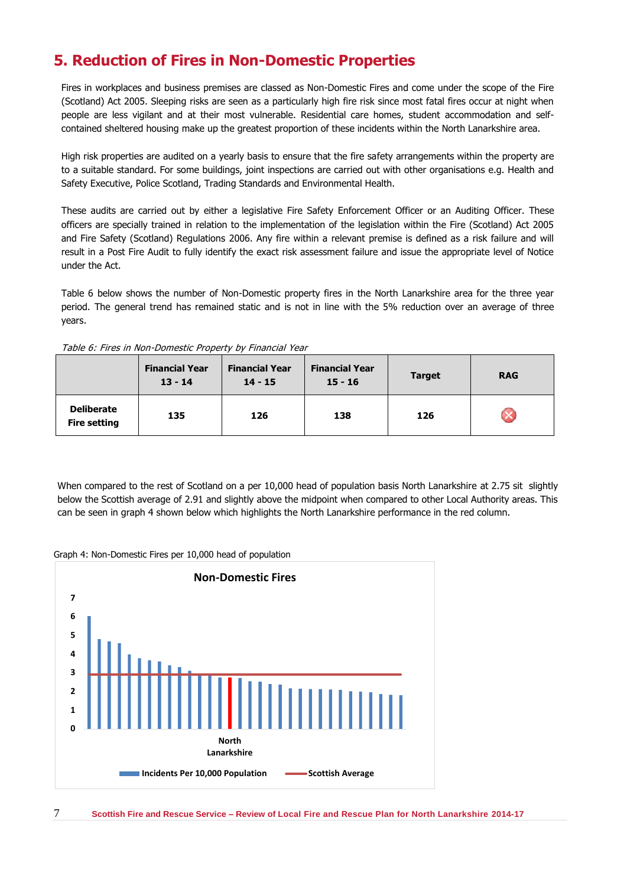# 5. Reduction of Fires in Non-Domestic Properties

Fires in workplaces and business premises are classed as Non-Domestic Fires and come under the scope of the Fire (Scotland) Act 2005. Sleeping risks are seen as a particularly high fire risk since most fatal fires occur at night when people are less vigilant and at their most vulnerable. Residential care homes, student accommodation and self-contained sheltered housing make up the greatest proportion of these incidents within the North Lanarkshire area.

High risk properties are audited on a yearly basis to ensure that the fire safety arrangements within the property are to a suitable standard. For some buildings, joint inspections are carried out with other organisations e.g. Health and Safety Executive, Police Scotland, Trading Standards and Environmental Health.

These audits are carried out by either a legislative Fire Safety Enforcement Officer or an Auditing Officer. These officers are specially trained in relation to the implementation of the legislation within the Fire (Scotland) Act 2005 and Fire Safety (Scotland) Regulations 2006. Any fire within a relevant premise is defined as a risk failure and will result in a Post Fire Audit to fully identify the exact risk assessment failure and issue the appropriate level of Notice under the Act.

Table 6 below shows the number of Non-Domestic property fires in the North Lanarkshire area for the three year period. The general trend has remained static and is not in line with the 5% reduction over an average of three years.

*Table 6: Fires in Non-Domestic Property by Financial Year*

| | Financial Year 13 - 14 | Financial Year 14 - 15 | Financial Year 15 - 16 | Target | RAG |
|---|---|---|---|---|---|
| Deliberate Fire setting | 135 | 126 | 138 | 126 | ✖ |

When compared to the rest of Scotland on a per 10,000 head of population basis North Lanarkshire at 2.75 sit slightly below the Scottish average of 2.91 and slightly above the midpoint when compared to other Local Authority areas. This can be seen in graph 4 shown below which highlights the North Lanarkshire performance in the red column.

Graph 4: Non-Domestic Fires per 10,000 head of population

**Non-Domestic Fires**

North Lanarkshire

Incidents Per 10,000 Population — Scottish Average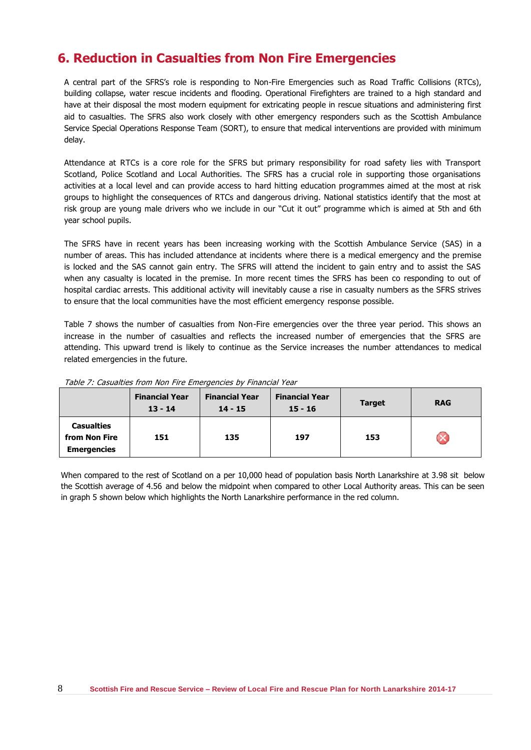## 6. Reduction in Casualties from Non Fire Emergencies

A central part of the SFRS's role is responding to Non-Fire Emergencies such as Road Traffic Collisions (RTCs), building collapse, water rescue incidents and flooding. Operational Firefighters are trained to a high standard and have at their disposal the most modern equipment for extricating people in rescue situations and administering first aid to casualties. The SFRS also work closely with other emergency responders such as the Scottish Ambulance Service Special Operations Response Team (SORT), to ensure that medical interventions are provided with minimum delay.

Attendance at RTCs is a core role for the SFRS but primary responsibility for road safety lies with Transport Scotland, Police Scotland and Local Authorities. The SFRS has a crucial role in supporting those organisations activities at a local level and can provide access to hard hitting education programmes aimed at the most at risk groups to highlight the consequences of RTCs and dangerous driving. National statistics identify that the most at risk group are young male drivers who we include in our "Cut it out" programme which is aimed at 5th and 6th year school pupils.

The SFRS have in recent years has been increasing working with the Scottish Ambulance Service (SAS) in a number of areas. This has included attendance at incidents where there is a medical emergency and the premise is locked and the SAS cannot gain entry. The SFRS will attend the incident to gain entry and to assist the SAS when any casualty is located in the premise. In more recent times the SFRS has been co responding to out of hospital cardiac arrests. This additional activity will inevitably cause a rise in casualty numbers as the SFRS strives to ensure that the local communities have the most efficient emergency response possible.

Table 7 shows the number of casualties from Non-Fire emergencies over the three year period. This shows an increase in the number of casualties and reflects the increased number of emergencies that the SFRS are attending. This upward trend is likely to continue as the Service increases the number attendances to medical related emergencies in the future.

*Table 7: Casualties from Non Fire Emergencies by Financial Year*

| | Financial Year 13 - 14 | Financial Year 14 - 15 | Financial Year 15 - 16 | Target | RAG |
|---|---|---|---|---|---|
| **Casualties from Non Fire Emergencies** | **151** | **135** | **197** | **153** | ✖ |

When compared to the rest of Scotland on a per 10,000 head of population basis North Lanarkshire at 3.98 sit below the Scottish average of 4.56 and below the midpoint when compared to other Local Authority areas. This can be seen in graph 5 shown below which highlights the North Lanarkshire performance in the red column.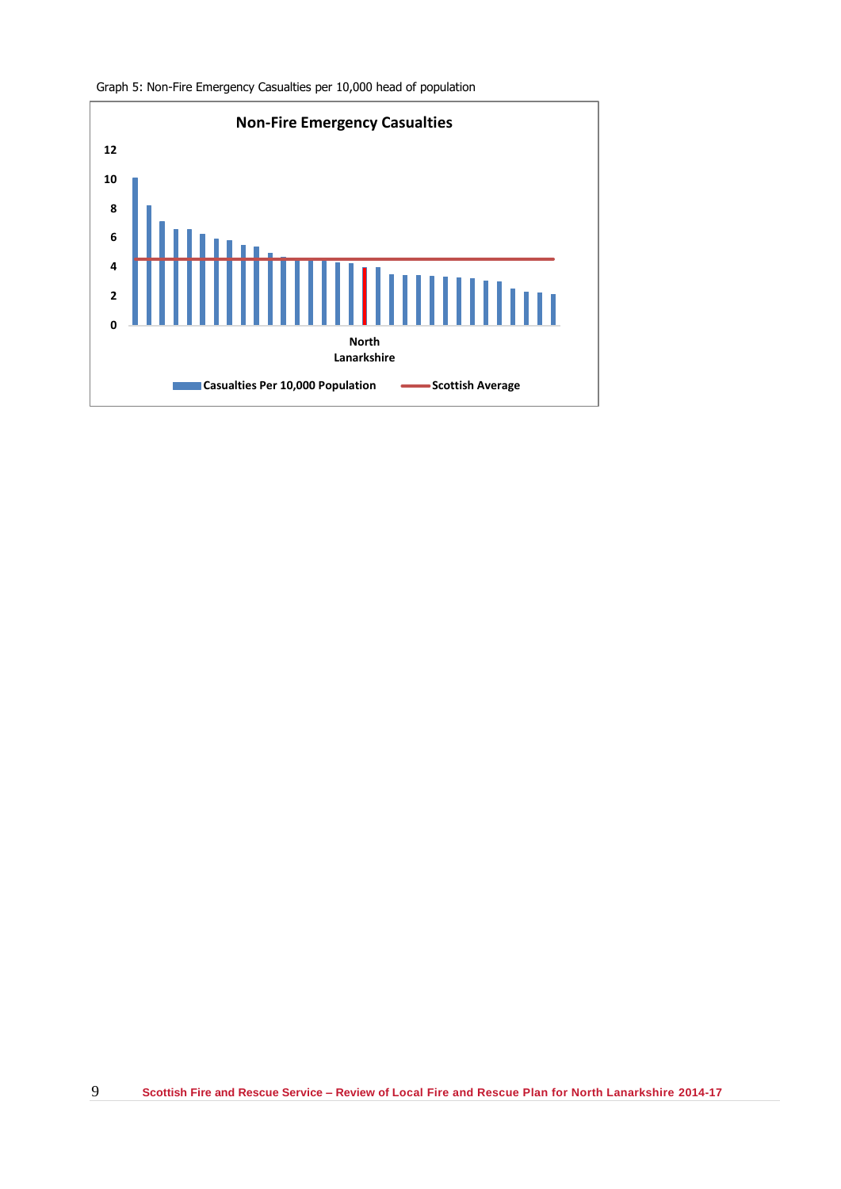Graph 5: Non-Fire Emergency Casualties per 10,000 head of population

**Non-Fire Emergency Casualties**

12
10
8
6
4
2
0

North Lanarkshire

Casualties Per 10,000 Population — Scottish Average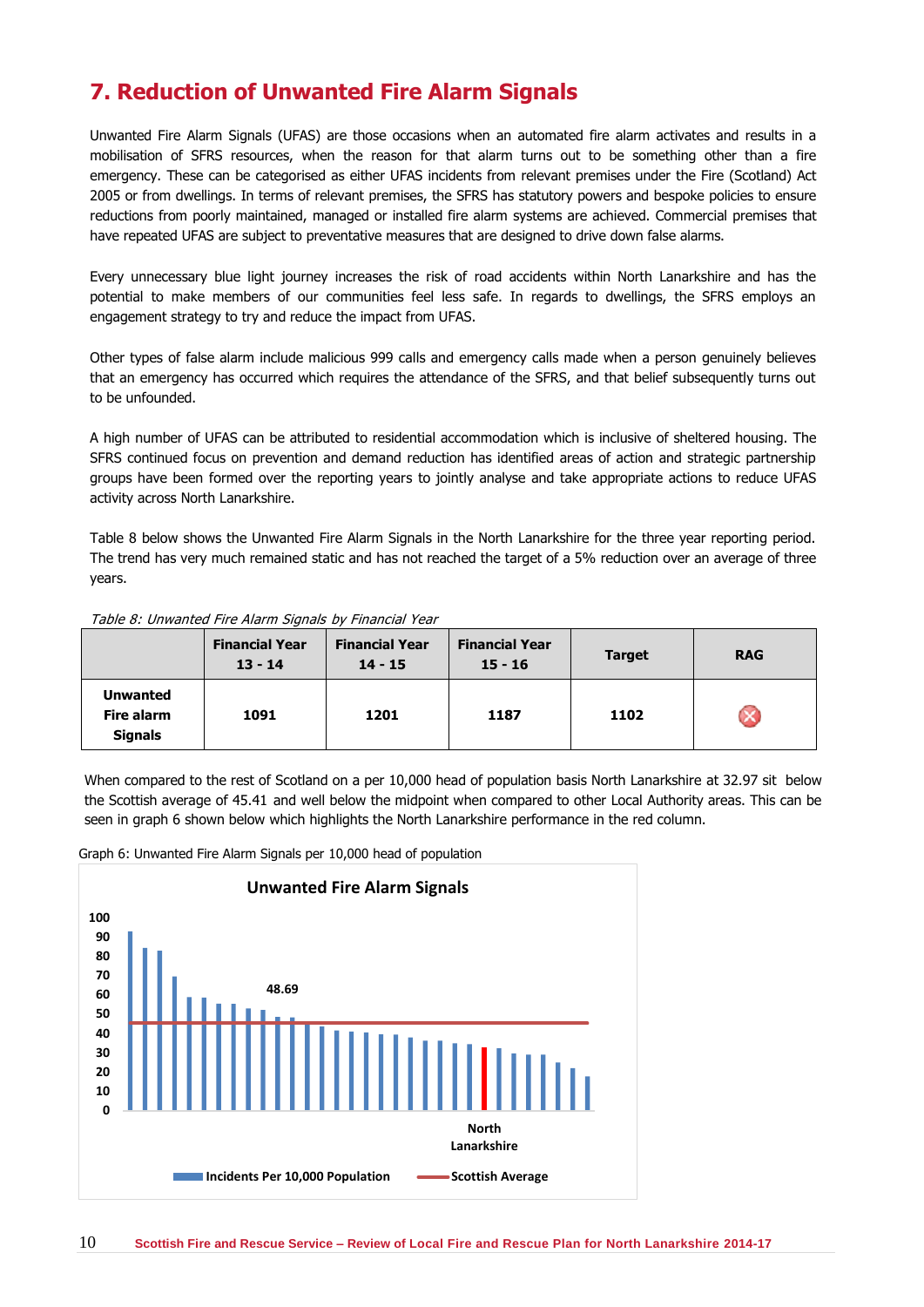# 7. Reduction of Unwanted Fire Alarm Signals

Unwanted Fire Alarm Signals (UFAS) are those occasions when an automated fire alarm activates and results in a mobilisation of SFRS resources, when the reason for that alarm turns out to be something other than a fire emergency. These can be categorised as either UFAS incidents from relevant premises under the Fire (Scotland) Act 2005 or from dwellings. In terms of relevant premises, the SFRS has statutory powers and bespoke policies to ensure reductions from poorly maintained, managed or installed fire alarm systems are achieved. Commercial premises that have repeated UFAS are subject to preventative measures that are designed to drive down false alarms.

Every unnecessary blue light journey increases the risk of road accidents within North Lanarkshire and has the potential to make members of our communities feel less safe. In regards to dwellings, the SFRS employs an engagement strategy to try and reduce the impact from UFAS.

Other types of false alarm include malicious 999 calls and emergency calls made when a person genuinely believes that an emergency has occurred which requires the attendance of the SFRS, and that belief subsequently turns out to be unfounded.

A high number of UFAS can be attributed to residential accommodation which is inclusive of sheltered housing. The SFRS continued focus on prevention and demand reduction has identified areas of action and strategic partnership groups have been formed over the reporting years to jointly analyse and take appropriate actions to reduce UFAS activity across North Lanarkshire.

Table 8 below shows the Unwanted Fire Alarm Signals in the North Lanarkshire for the three year reporting period. The trend has very much remained static and has not reached the target of a 5% reduction over an average of three years.

*Table 8: Unwanted Fire Alarm Signals by Financial Year*

| | Financial Year 13 - 14 | Financial Year 14 - 15 | Financial Year 15 - 16 | Target | RAG |
|---|---|---|---|---|---|
| **Unwanted Fire alarm Signals** | **1091** | **1201** | **1187** | **1102** | ✖ |

When compared to the rest of Scotland on a per 10,000 head of population basis North Lanarkshire at 32.97 sit below the Scottish average of 45.41 and well below the midpoint when compared to other Local Authority areas. This can be seen in graph 6 shown below which highlights the North Lanarkshire performance in the red column.

Graph 6: Unwanted Fire Alarm Signals per 10,000 head of population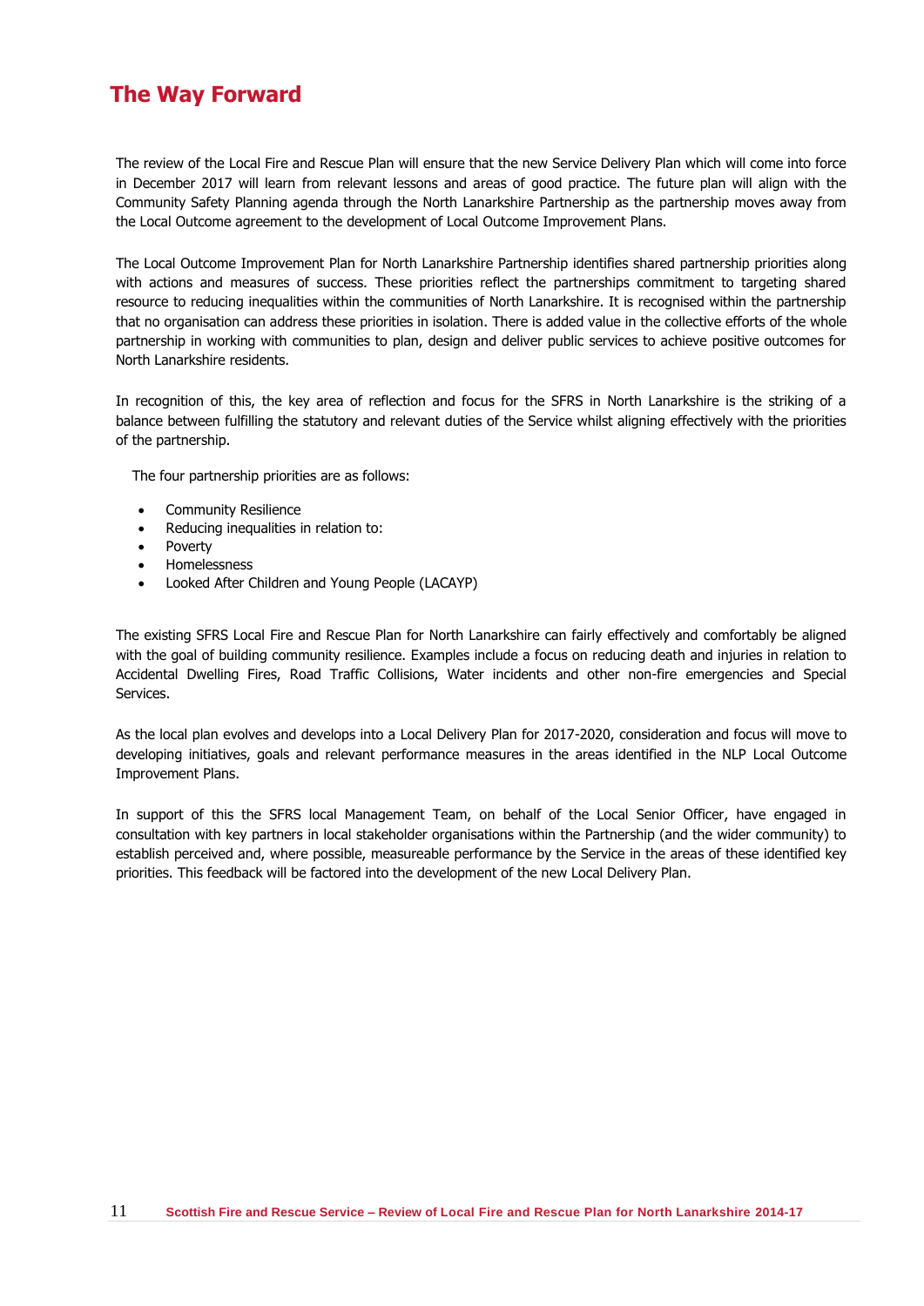# The Way Forward

The review of the Local Fire and Rescue Plan will ensure that the new Service Delivery Plan which will come into force in December 2017 will learn from relevant lessons and areas of good practice. The future plan will align with the Community Safety Planning agenda through the North Lanarkshire Partnership as the partnership moves away from the Local Outcome agreement to the development of Local Outcome Improvement Plans.

The Local Outcome Improvement Plan for North Lanarkshire Partnership identifies shared partnership priorities along with actions and measures of success. These priorities reflect the partnerships commitment to targeting shared resource to reducing inequalities within the communities of North Lanarkshire. It is recognised within the partnership that no organisation can address these priorities in isolation. There is added value in the collective efforts of the whole partnership in working with communities to plan, design and deliver public services to achieve positive outcomes for North Lanarkshire residents.

In recognition of this, the key area of reflection and focus for the SFRS in North Lanarkshire is the striking of a balance between fulfilling the statutory and relevant duties of the Service whilst aligning effectively with the priorities of the partnership.

The four partnership priorities are as follows:

- Community Resilience
- Reducing inequalities in relation to:
- Poverty
- Homelessness
- Looked After Children and Young People (LACAYP)

The existing SFRS Local Fire and Rescue Plan for North Lanarkshire can fairly effectively and comfortably be aligned with the goal of building community resilience. Examples include a focus on reducing death and injuries in relation to Accidental Dwelling Fires, Road Traffic Collisions, Water incidents and other non-fire emergencies and Special Services.

As the local plan evolves and develops into a Local Delivery Plan for 2017-2020, consideration and focus will move to developing initiatives, goals and relevant performance measures in the areas identified in the NLP Local Outcome Improvement Plans.

In support of this the SFRS local Management Team, on behalf of the Local Senior Officer, have engaged in consultation with key partners in local stakeholder organisations within the Partnership (and the wider community) to establish perceived and, where possible, measureable performance by the Service in the areas of these identified key priorities. This feedback will be factored into the development of the new Local Delivery Plan.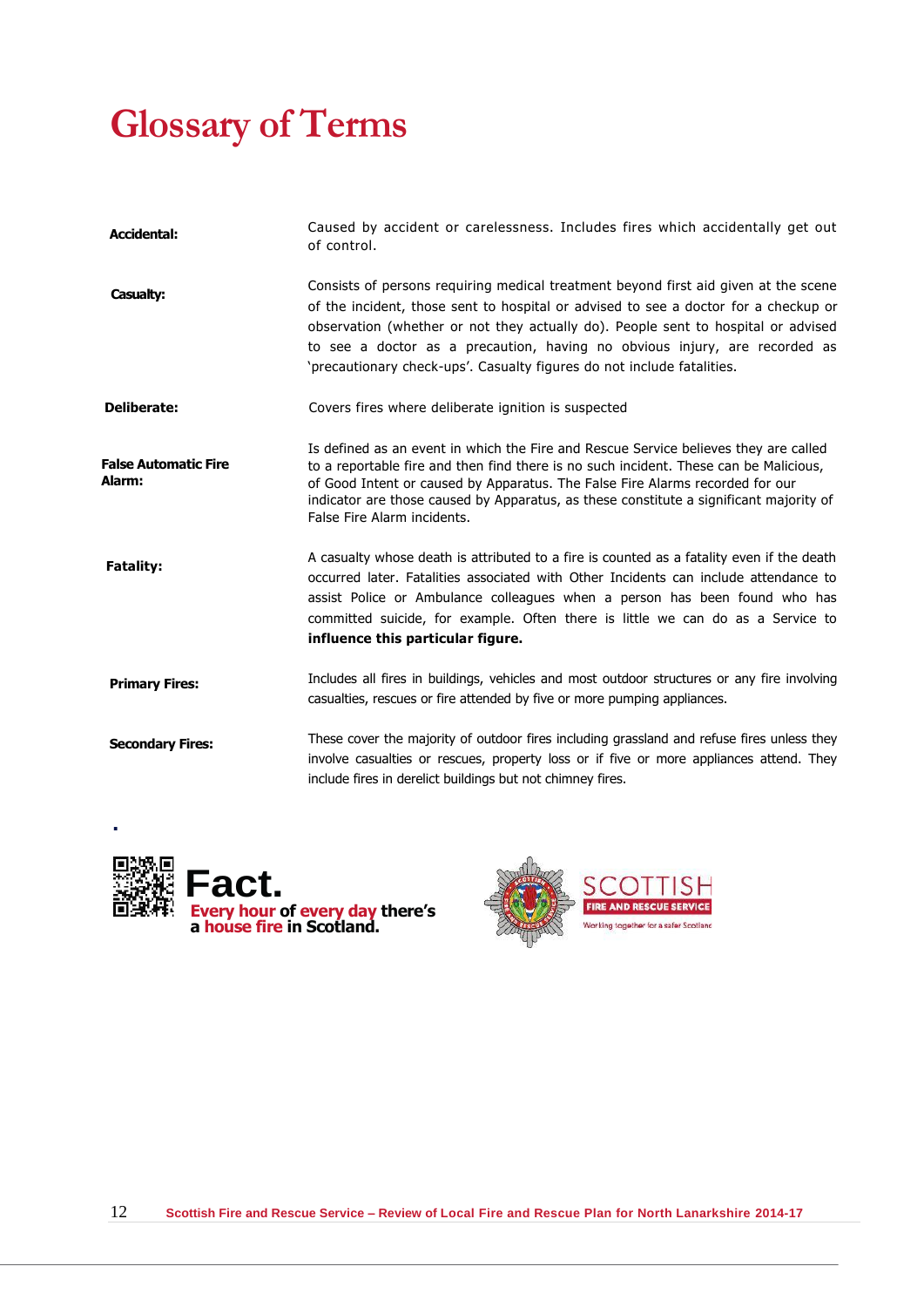# Glossary of Terms

| | |
|---|---|
| **Accidental:** | Caused by accident or carelessness. Includes fires which accidentally get out of control. |
| **Casualty:** | Consists of persons requiring medical treatment beyond first aid given at the scene of the incident, those sent to hospital or advised to see a doctor for a checkup or observation (whether or not they actually do). People sent to hospital or advised to see a doctor as a precaution, having no obvious injury, are recorded as 'precautionary check-ups'. Casualty figures do not include fatalities. |
| **Deliberate:** | Covers fires where deliberate ignition is suspected |
| **False Automatic Fire Alarm:** | Is defined as an event in which the Fire and Rescue Service believes they are called to a reportable fire and then find there is no such incident. These can be Malicious, of Good Intent or caused by Apparatus. The False Fire Alarms recorded for our indicator are those caused by Apparatus, as these constitute a significant majority of False Fire Alarm incidents. |
| **Fatality:** | A casualty whose death is attributed to a fire is counted as a fatality even if the death occurred later. Fatalities associated with Other Incidents can include attendance to assist Police or Ambulance colleagues when a person has been found who has committed suicide, for example. Often there is little we can do as a Service to **influence this particular figure.** |
| **Primary Fires:** | Includes all fires in buildings, vehicles and most outdoor structures or any fire involving casualties, rescues or fire attended by five or more pumping appliances. |
| **Secondary Fires:** | These cover the majority of outdoor fires including grassland and refuse fires unless they involve casualties or rescues, property loss or if five or more appliances attend. They include fires in derelict buildings but not chimney fires. |

**Fact.**
**Every hour of every day there's a house fire in Scotland.**

SCOTTISH FIRE AND RESCUE SERVICE
Working together for a safer Scotland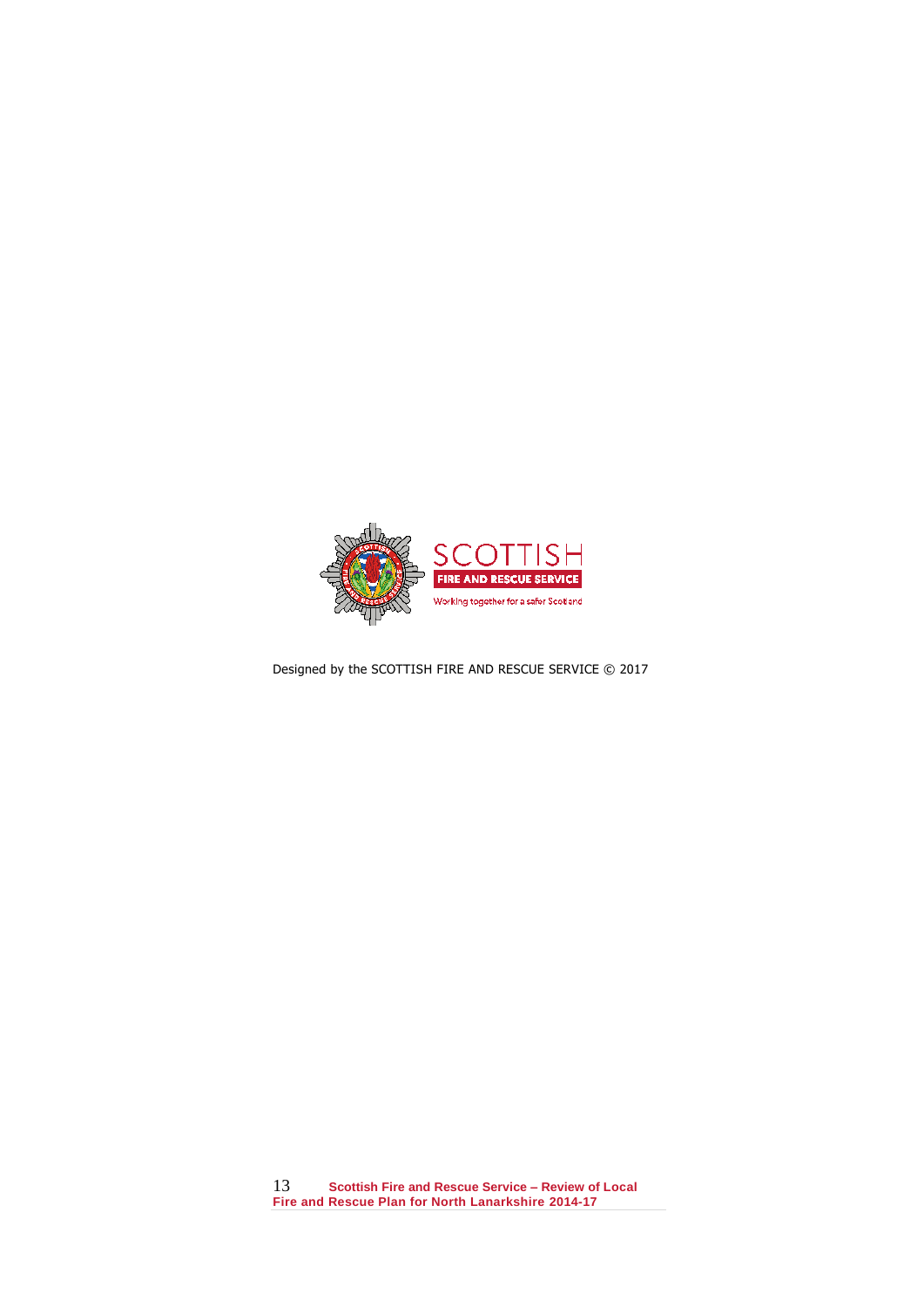SCOTTISH

FIRE AND RESCUE SERVICE

Working together for a safer Scotland

Designed by the SCOTTISH FIRE AND RESCUE SERVICE © 2017